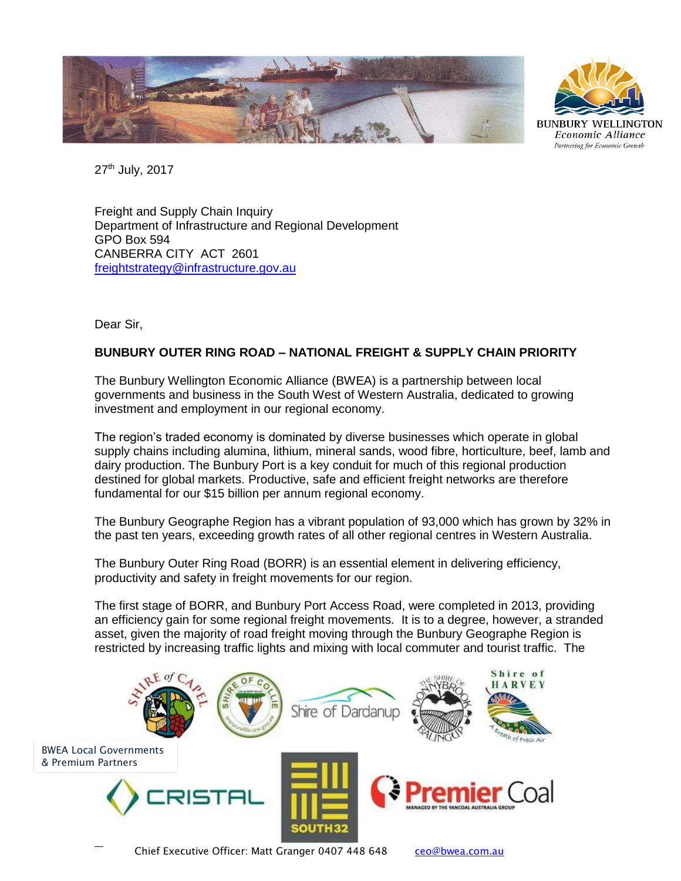BUNBURY WELLINGTON
*Economic Alliance*
*Partnering for Economic Growth*

27th July, 2017

Freight and Supply Chain Inquiry
Department of Infrastructure and Regional Development
GPO Box 594
CANBERRA CITY ACT 2601
freightstrategy@infrastructure.gov.au

Dear Sir,

**BUNBURY OUTER RING ROAD – NATIONAL FREIGHT & SUPPLY CHAIN PRIORITY**

The Bunbury Wellington Economic Alliance (BWEA) is a partnership between local governments and business in the South West of Western Australia, dedicated to growing investment and employment in our regional economy.

The region's traded economy is dominated by diverse businesses which operate in global supply chains including alumina, lithium, mineral sands, wood fibre, horticulture, beef, lamb and dairy production. The Bunbury Port is a key conduit for much of this regional production destined for global markets. Productive, safe and efficient freight networks are therefore fundamental for our $15 billion per annum regional economy.

The Bunbury Geographe Region has a vibrant population of 93,000 which has grown by 32% in the past ten years, exceeding growth rates of all other regional centres in Western Australia.

The Bunbury Outer Ring Road (BORR) is an essential element in delivering efficiency, productivity and safety in freight movements for our region.

The first stage of BORR, and Bunbury Port Access Road, were completed in 2013, providing an efficiency gain for some regional freight movements. It is to a degree, however, a stranded asset, given the majority of road freight moving through the Bunbury Geographe Region is restricted by increasing traffic lights and mixing with local commuter and tourist traffic. The

BWEA Local Governments & Premium Partners

Shire of Capel, Shire of Collie, Shire of Dardanup, Shire of Donnybrook Balingup, Shire of Harvey, Cristal, South32, Premier Coal

Chief Executive Officer: Matt Granger 0407 448 648 ceo@bwea.com.au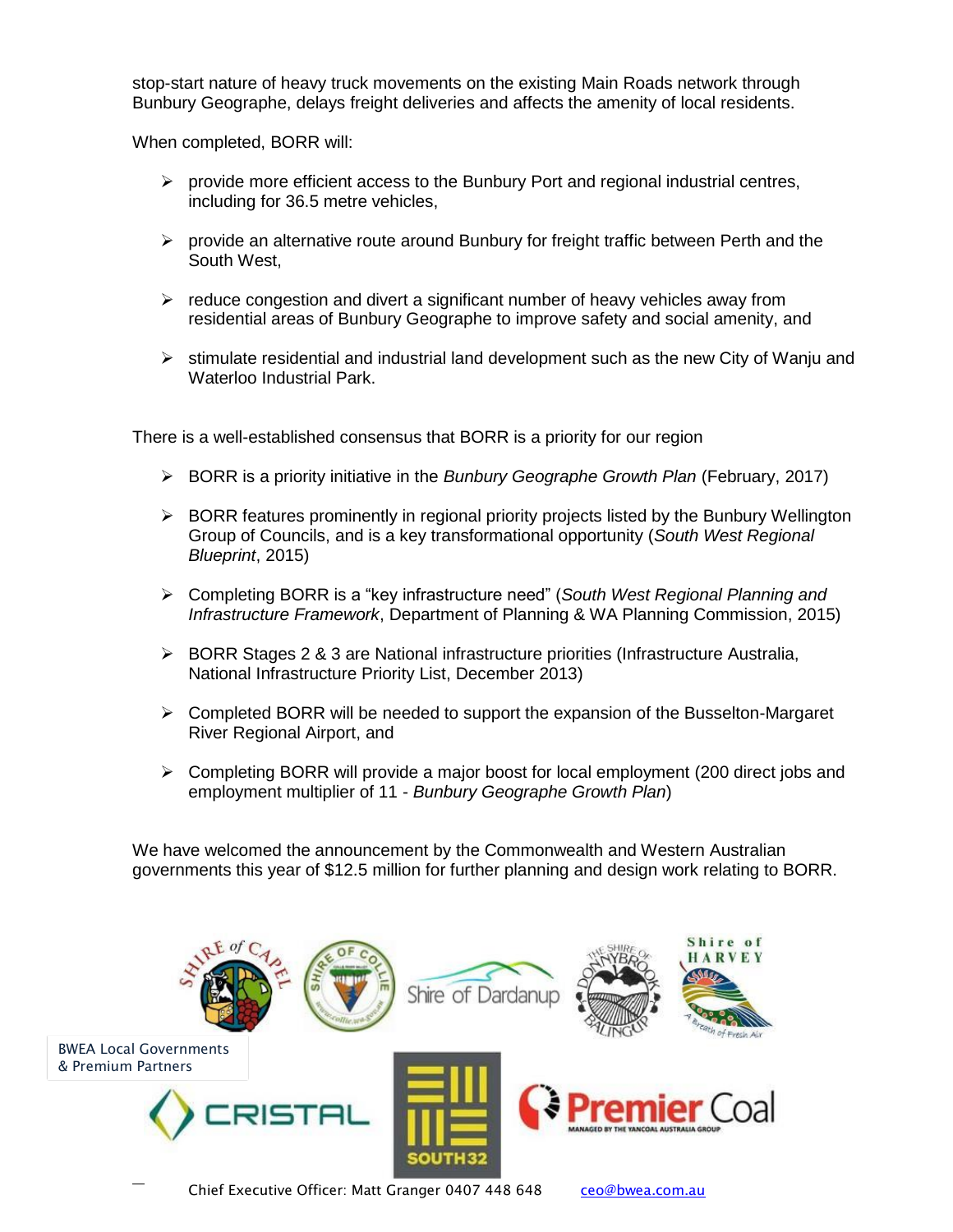stop-start nature of heavy truck movements on the existing Main Roads network through Bunbury Geographe, delays freight deliveries and affects the amenity of local residents.

When completed, BORR will:

- provide more efficient access to the Bunbury Port and regional industrial centres, including for 36.5 metre vehicles,
- provide an alternative route around Bunbury for freight traffic between Perth and the South West,
- reduce congestion and divert a significant number of heavy vehicles away from residential areas of Bunbury Geographe to improve safety and social amenity, and
- stimulate residential and industrial land development such as the new City of Wanju and Waterloo Industrial Park.

There is a well-established consensus that BORR is a priority for our region

- BORR is a priority initiative in the *Bunbury Geographe Growth Plan* (February, 2017)
- BORR features prominently in regional priority projects listed by the Bunbury Wellington Group of Councils, and is a key transformational opportunity (*South West Regional Blueprint*, 2015)
- Completing BORR is a "key infrastructure need" (*South West Regional Planning and Infrastructure Framework*, Department of Planning & WA Planning Commission, 2015)
- BORR Stages 2 & 3 are National infrastructure priorities (Infrastructure Australia, National Infrastructure Priority List, December 2013)
- Completed BORR will be needed to support the expansion of the Busselton-Margaret River Regional Airport, and
- Completing BORR will provide a major boost for local employment (200 direct jobs and employment multiplier of 11 - *Bunbury Geographe Growth Plan*)

We have welcomed the announcement by the Commonwealth and Western Australian governments this year of $12.5 million for further planning and design work relating to BORR.

BWEA Local Governments & Premium Partners

Chief Executive Officer: Matt Granger 0407 448 648 ceo@bwea.com.au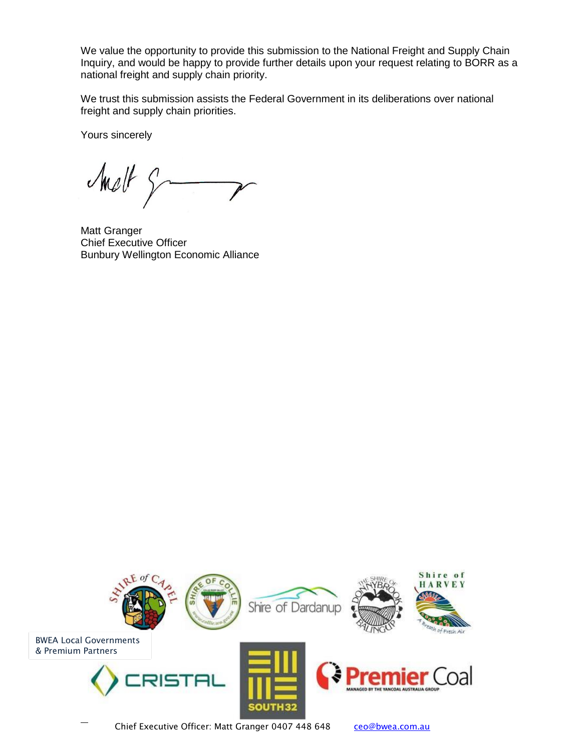We value the opportunity to provide this submission to the National Freight and Supply Chain Inquiry, and would be happy to provide further details upon your request relating to BORR as a national freight and supply chain priority.

We trust this submission assists the Federal Government in its deliberations over national freight and supply chain priorities.

Yours sincerely

Matt Granger
Chief Executive Officer
Bunbury Wellington Economic Alliance

BWEA Local Governments & Premium Partners

Chief Executive Officer: Matt Granger 0407 448 648 ceo@bwea.com.au